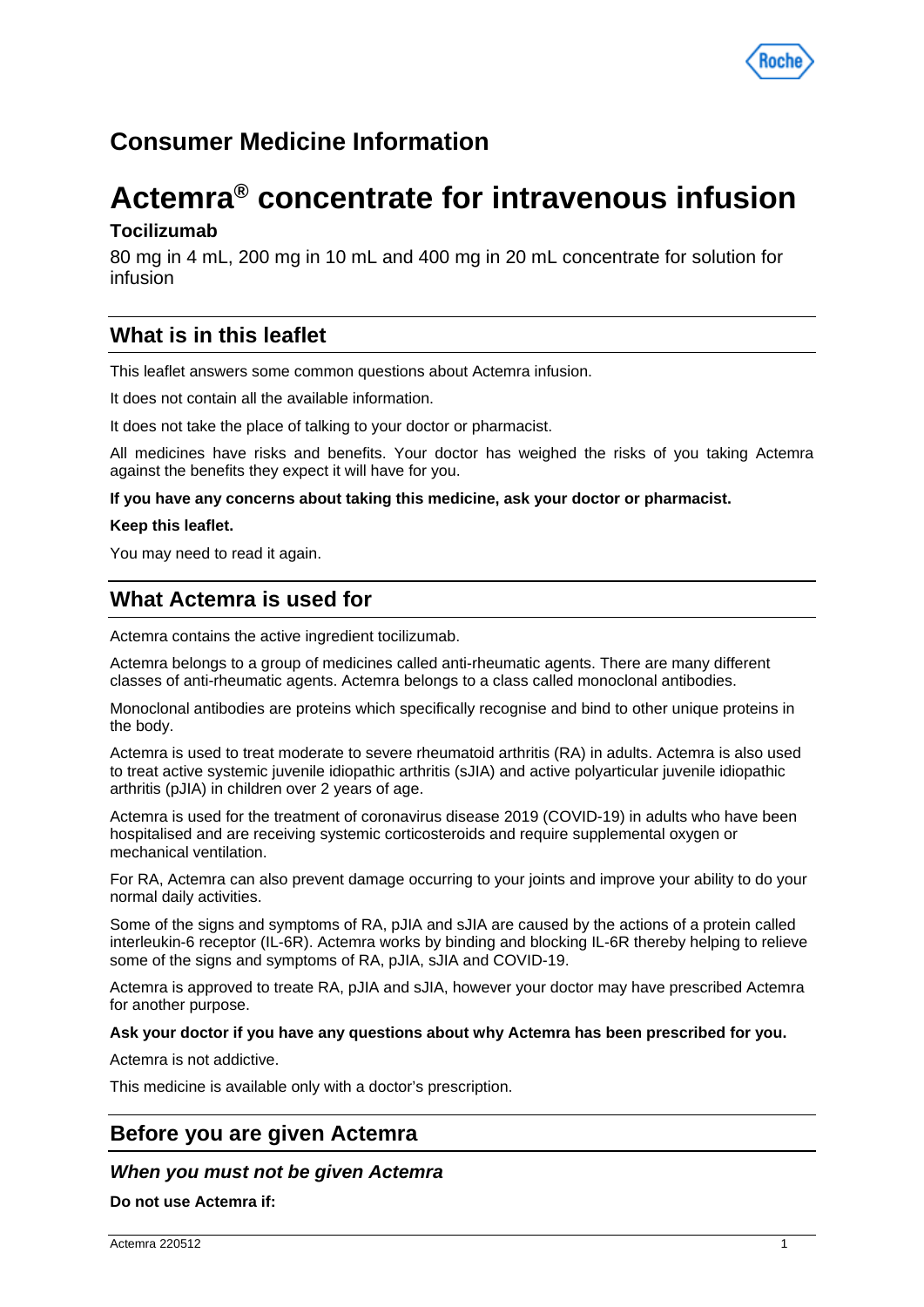## Consumer Medicine Information

# Actemra® concentrate for intravenous infusion

### Tocilizumab

80 mg in 4 mL, 200 mg in 10 mL and 400 mg in 20 mL concentrate for solution for infusion

## What is in this leaflet

This leaflet answers some common questions about Actemra infusion.

It does not contain all the available information.

It does not take the place of talking to your doctor or pharmacist.

All medicines have risks and benefits. Your doctor has weighed the risks of you taking Actemra against the benefits they expect it will have for you.

**If you have any concerns about taking this medicine, ask your doctor or pharmacist.**

**Keep this leaflet.**

You may need to read it again.

## What Actemra is used for

Actemra contains the active ingredient tocilizumab.

Actemra belongs to a group of medicines called anti-rheumatic agents. There are many different classes of anti-rheumatic agents. Actemra belongs to a class called monoclonal antibodies.

Monoclonal antibodies are proteins which specifically recognise and bind to other unique proteins in the body.

Actemra is used to treat moderate to severe rheumatoid arthritis (RA) in adults. Actemra is also used to treat active systemic juvenile idiopathic arthritis (sJIA) and active polyarticular juvenile idiopathic arthritis (pJIA) in children over 2 years of age.

Actemra is used for the treatment of coronavirus disease 2019 (COVID-19) in adults who have been hospitalised and are receiving systemic corticosteroids and require supplemental oxygen or mechanical ventilation.

For RA, Actemra can also prevent damage occurring to your joints and improve your ability to do your normal daily activities.

Some of the signs and symptoms of RA, pJIA and sJIA are caused by the actions of a protein called interleukin-6 receptor (IL-6R). Actemra works by binding and blocking IL-6R thereby helping to relieve some of the signs and symptoms of RA, pJIA, sJIA and COVID-19.

Actemra is approved to treate RA, pJIA and sJIA, however your doctor may have prescribed Actemra for another purpose.

**Ask your doctor if you have any questions about why Actemra has been prescribed for you.**

Actemra is not addictive.

This medicine is available only with a doctor's prescription.

## Before you are given Actemra

### *When you must not be given Actemra*

**Do not use Actemra if:**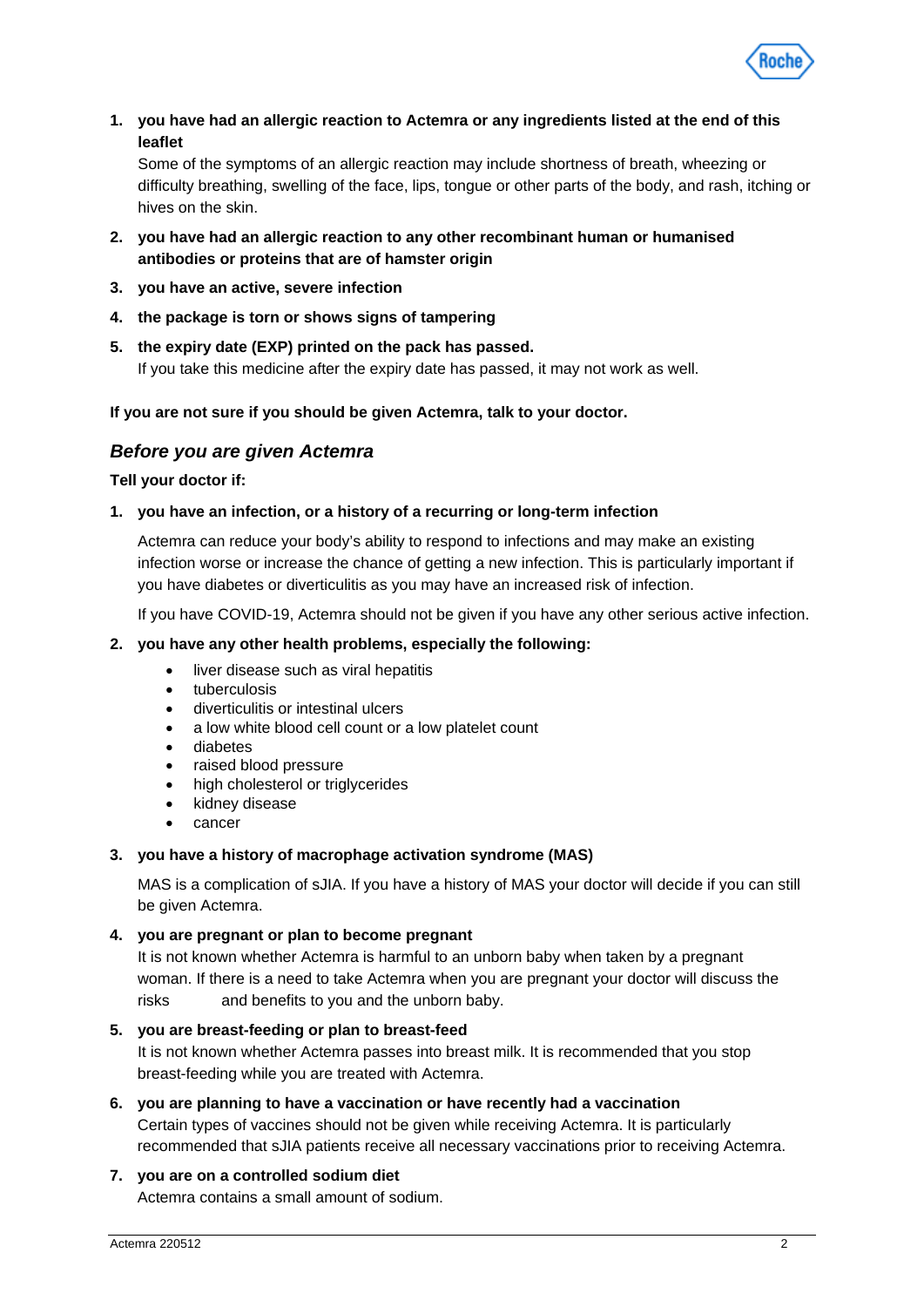1. **you have had an allergic reaction to Actemra or any ingredients listed at the end of this leaflet**

   Some of the symptoms of an allergic reaction may include shortness of breath, wheezing or difficulty breathing, swelling of the face, lips, tongue or other parts of the body, and rash, itching or hives on the skin.

2. **you have had an allergic reaction to any other recombinant human or humanised antibodies or proteins that are of hamster origin**
3. **you have an active, severe infection**
4. **the package is torn or shows signs of tampering**
5. **the expiry date (EXP) printed on the pack has passed.**

   If you take this medicine after the expiry date has passed, it may not work as well.

**If you are not sure if you should be given Actemra, talk to your doctor.**

## *Before you are given Actemra*

**Tell your doctor if:**

1. **you have an infection, or a history of a recurring or long-term infection**

   Actemra can reduce your body's ability to respond to infections and may make an existing infection worse or increase the chance of getting a new infection. This is particularly important if you have diabetes or diverticulitis as you may have an increased risk of infection.

   If you have COVID-19, Actemra should not be given if you have any other serious active infection.

2. **you have any other health problems, especially the following:**
   - liver disease such as viral hepatitis
   - tuberculosis
   - diverticulitis or intestinal ulcers
   - a low white blood cell count or a low platelet count
   - diabetes
   - raised blood pressure
   - high cholesterol or triglycerides
   - kidney disease
   - cancer

3. **you have a history of macrophage activation syndrome (MAS)**

   MAS is a complication of sJIA. If you have a history of MAS your doctor will decide if you can still be given Actemra.

4. **you are pregnant or plan to become pregnant**

   It is not known whether Actemra is harmful to an unborn baby when taken by a pregnant woman. If there is a need to take Actemra when you are pregnant your doctor will discuss the risks and benefits to you and the unborn baby.

5. **you are breast-feeding or plan to breast-feed**

   It is not known whether Actemra passes into breast milk. It is recommended that you stop breast-feeding while you are treated with Actemra.

6. **you are planning to have a vaccination or have recently had a vaccination**

   Certain types of vaccines should not be given while receiving Actemra. It is particularly recommended that sJIA patients receive all necessary vaccinations prior to receiving Actemra.

7. **you are on a controlled sodium diet**

   Actemra contains a small amount of sodium.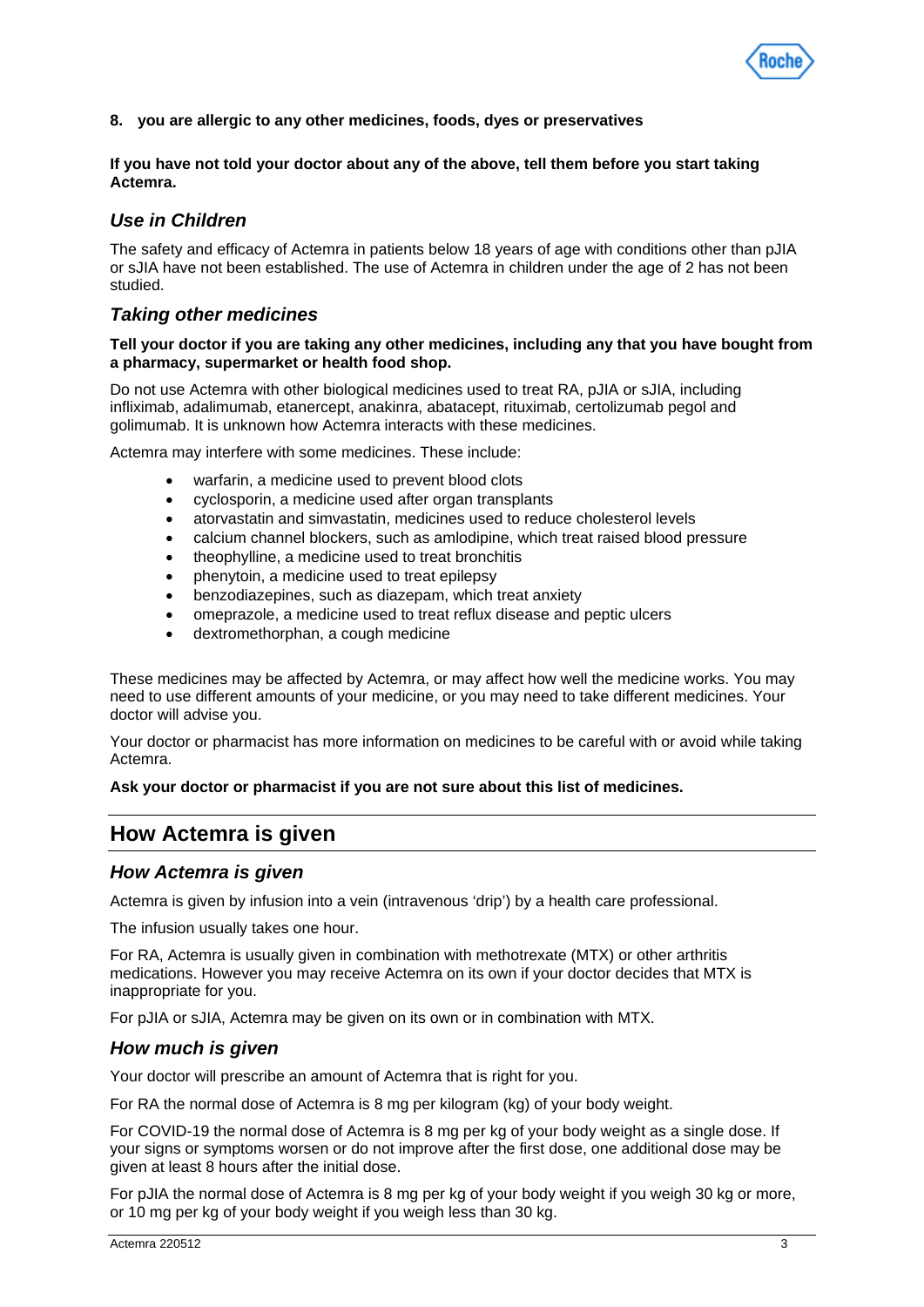**8. you are allergic to any other medicines, foods, dyes or preservatives**

**If you have not told your doctor about any of the above, tell them before you start taking Actemra.**

### *Use in Children*

The safety and efficacy of Actemra in patients below 18 years of age with conditions other than pJIA or sJIA have not been established. The use of Actemra in children under the age of 2 has not been studied.

### *Taking other medicines*

**Tell your doctor if you are taking any other medicines, including any that you have bought from a pharmacy, supermarket or health food shop.**

Do not use Actemra with other biological medicines used to treat RA, pJIA or sJIA, including infliximab, adalimumab, etanercept, anakinra, abatacept, rituximab, certolizumab pegol and golimumab. It is unknown how Actemra interacts with these medicines.

Actemra may interfere with some medicines. These include:

- warfarin, a medicine used to prevent blood clots
- cyclosporin, a medicine used after organ transplants
- atorvastatin and simvastatin, medicines used to reduce cholesterol levels
- calcium channel blockers, such as amlodipine, which treat raised blood pressure
- theophylline, a medicine used to treat bronchitis
- phenytoin, a medicine used to treat epilepsy
- benzodiazepines, such as diazepam, which treat anxiety
- omeprazole, a medicine used to treat reflux disease and peptic ulcers
- dextromethorphan, a cough medicine

These medicines may be affected by Actemra, or may affect how well the medicine works. You may need to use different amounts of your medicine, or you may need to take different medicines. Your doctor will advise you.

Your doctor or pharmacist has more information on medicines to be careful with or avoid while taking Actemra.

**Ask your doctor or pharmacist if you are not sure about this list of medicines.**

## How Actemra is given

### *How Actemra is given*

Actemra is given by infusion into a vein (intravenous 'drip') by a health care professional.

The infusion usually takes one hour.

For RA, Actemra is usually given in combination with methotrexate (MTX) or other arthritis medications. However you may receive Actemra on its own if your doctor decides that MTX is inappropriate for you.

For pJIA or sJIA, Actemra may be given on its own or in combination with MTX.

### *How much is given*

Your doctor will prescribe an amount of Actemra that is right for you.

For RA the normal dose of Actemra is 8 mg per kilogram (kg) of your body weight.

For COVID-19 the normal dose of Actemra is 8 mg per kg of your body weight as a single dose. If your signs or symptoms worsen or do not improve after the first dose, one additional dose may be given at least 8 hours after the initial dose.

For pJIA the normal dose of Actemra is 8 mg per kg of your body weight if you weigh 30 kg or more, or 10 mg per kg of your body weight if you weigh less than 30 kg.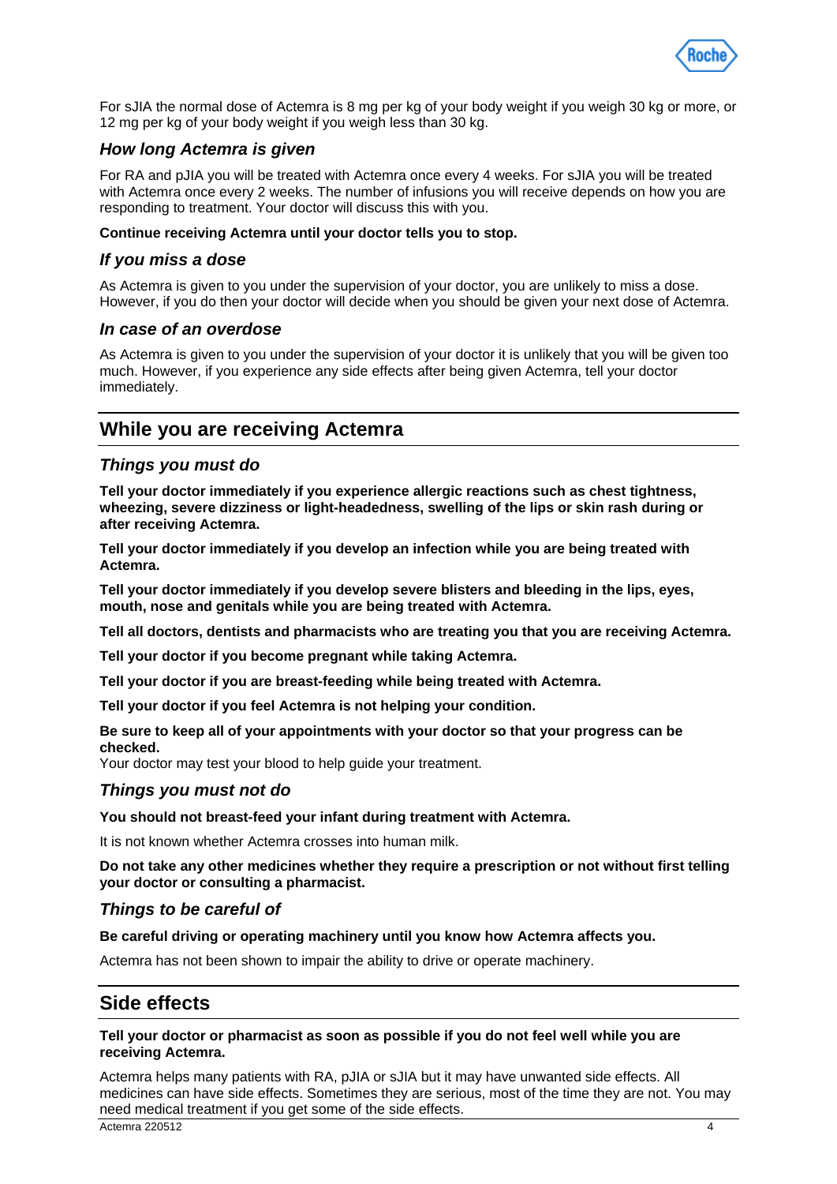For sJIA the normal dose of Actemra is 8 mg per kg of your body weight if you weigh 30 kg or more, or 12 mg per kg of your body weight if you weigh less than 30 kg.

### *How long Actemra is given*

For RA and pJIA you will be treated with Actemra once every 4 weeks. For sJIA you will be treated with Actemra once every 2 weeks. The number of infusions you will receive depends on how you are responding to treatment. Your doctor will discuss this with you.

**Continue receiving Actemra until your doctor tells you to stop.**

### *If you miss a dose*

As Actemra is given to you under the supervision of your doctor, you are unlikely to miss a dose. However, if you do then your doctor will decide when you should be given your next dose of Actemra.

### *In case of an overdose*

As Actemra is given to you under the supervision of your doctor it is unlikely that you will be given too much. However, if you experience any side effects after being given Actemra, tell your doctor immediately.

## While you are receiving Actemra

### *Things you must do*

**Tell your doctor immediately if you experience allergic reactions such as chest tightness, wheezing, severe dizziness or light-headedness, swelling of the lips or skin rash during or after receiving Actemra.**

**Tell your doctor immediately if you develop an infection while you are being treated with Actemra.**

**Tell your doctor immediately if you develop severe blisters and bleeding in the lips, eyes, mouth, nose and genitals while you are being treated with Actemra.**

**Tell all doctors, dentists and pharmacists who are treating you that you are receiving Actemra.**

**Tell your doctor if you become pregnant while taking Actemra.**

**Tell your doctor if you are breast-feeding while being treated with Actemra.**

**Tell your doctor if you feel Actemra is not helping your condition.**

**Be sure to keep all of your appointments with your doctor so that your progress can be checked.**
Your doctor may test your blood to help guide your treatment.

### *Things you must not do*

**You should not breast-feed your infant during treatment with Actemra.**

It is not known whether Actemra crosses into human milk.

**Do not take any other medicines whether they require a prescription or not without first telling your doctor or consulting a pharmacist.**

### *Things to be careful of*

**Be careful driving or operating machinery until you know how Actemra affects you.**

Actemra has not been shown to impair the ability to drive or operate machinery.

## Side effects

**Tell your doctor or pharmacist as soon as possible if you do not feel well while you are receiving Actemra.**

Actemra helps many patients with RA, pJIA or sJIA but it may have unwanted side effects. All medicines can have side effects. Sometimes they are serious, most of the time they are not. You may need medical treatment if you get some of the side effects.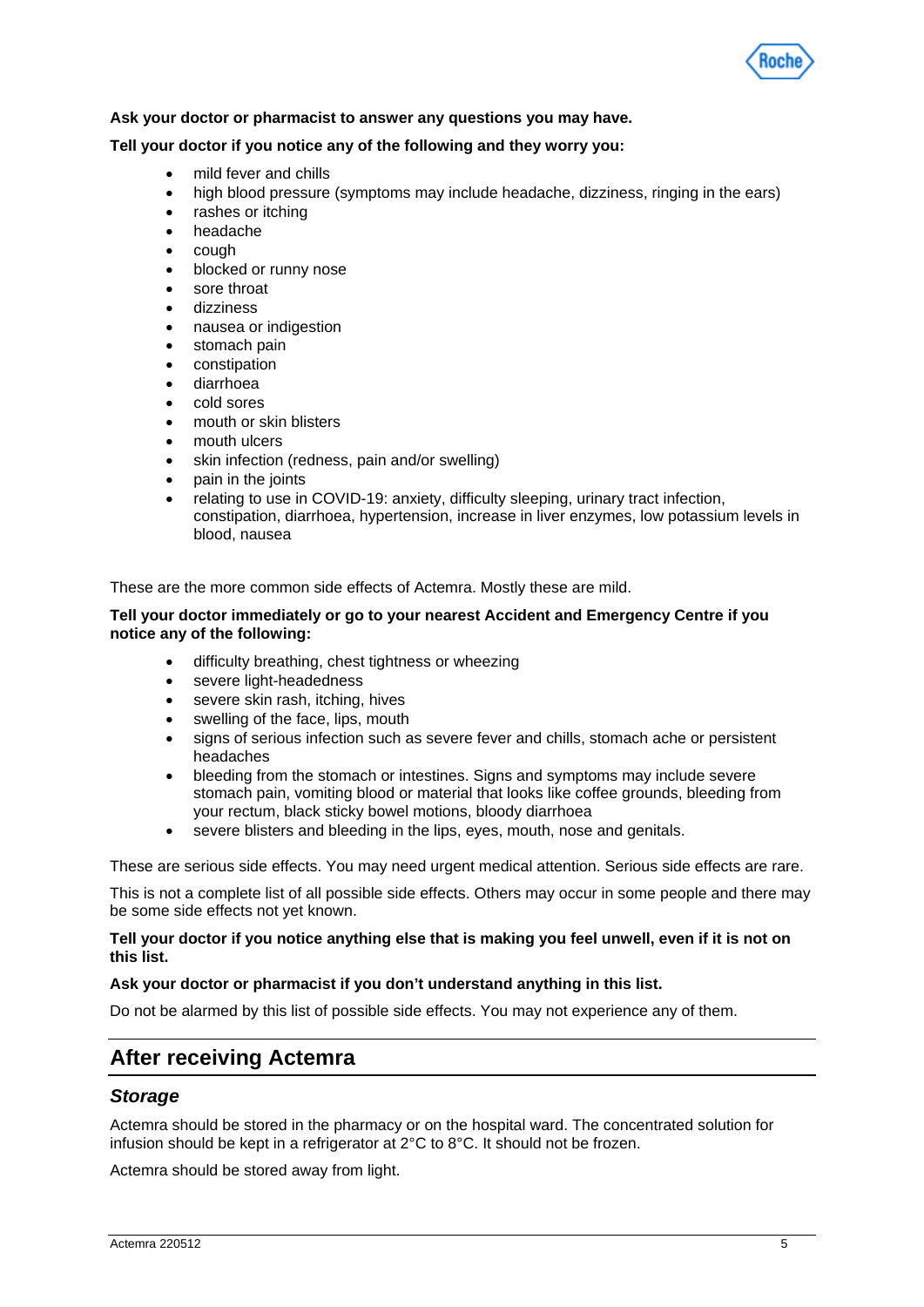**Ask your doctor or pharmacist to answer any questions you may have.**

**Tell your doctor if you notice any of the following and they worry you:**

- mild fever and chills
- high blood pressure (symptoms may include headache, dizziness, ringing in the ears)
- rashes or itching
- headache
- cough
- blocked or runny nose
- sore throat
- dizziness
- nausea or indigestion
- stomach pain
- constipation
- diarrhoea
- cold sores
- mouth or skin blisters
- mouth ulcers
- skin infection (redness, pain and/or swelling)
- pain in the joints
- relating to use in COVID-19: anxiety, difficulty sleeping, urinary tract infection, constipation, diarrhoea, hypertension, increase in liver enzymes, low potassium levels in blood, nausea

These are the more common side effects of Actemra. Mostly these are mild.

**Tell your doctor immediately or go to your nearest Accident and Emergency Centre if you notice any of the following:**

- difficulty breathing, chest tightness or wheezing
- severe light-headedness
- severe skin rash, itching, hives
- swelling of the face, lips, mouth
- signs of serious infection such as severe fever and chills, stomach ache or persistent headaches
- bleeding from the stomach or intestines. Signs and symptoms may include severe stomach pain, vomiting blood or material that looks like coffee grounds, bleeding from your rectum, black sticky bowel motions, bloody diarrhoea
- severe blisters and bleeding in the lips, eyes, mouth, nose and genitals.

These are serious side effects. You may need urgent medical attention. Serious side effects are rare.

This is not a complete list of all possible side effects. Others may occur in some people and there may be some side effects not yet known.

**Tell your doctor if you notice anything else that is making you feel unwell, even if it is not on this list.**

**Ask your doctor or pharmacist if you don't understand anything in this list.**

Do not be alarmed by this list of possible side effects. You may not experience any of them.

## After receiving Actemra

### *Storage*

Actemra should be stored in the pharmacy or on the hospital ward. The concentrated solution for infusion should be kept in a refrigerator at 2°C to 8°C. It should not be frozen.

Actemra should be stored away from light.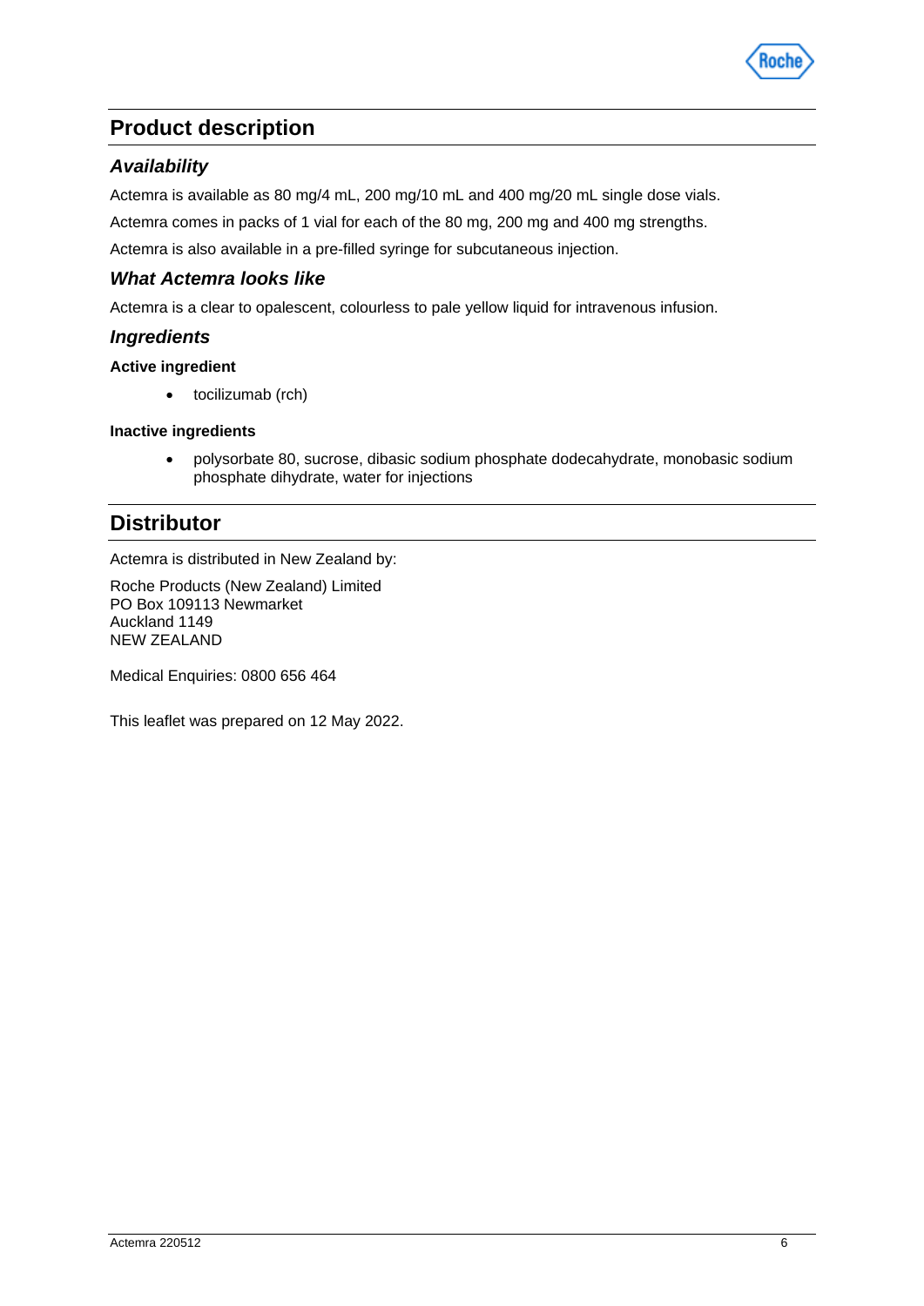## Product description

### *Availability*

Actemra is available as 80 mg/4 mL, 200 mg/10 mL and 400 mg/20 mL single dose vials.

Actemra comes in packs of 1 vial for each of the 80 mg, 200 mg and 400 mg strengths.

Actemra is also available in a pre-filled syringe for subcutaneous injection.

### *What Actemra looks like*

Actemra is a clear to opalescent, colourless to pale yellow liquid for intravenous infusion.

### *Ingredients*

**Active ingredient**

- tocilizumab (rch)

**Inactive ingredients**

- polysorbate 80, sucrose, dibasic sodium phosphate dodecahydrate, monobasic sodium phosphate dihydrate, water for injections

## Distributor

Actemra is distributed in New Zealand by:

Roche Products (New Zealand) Limited
PO Box 109113 Newmarket
Auckland 1149
NEW ZEALAND

Medical Enquiries: 0800 656 464

This leaflet was prepared on 12 May 2022.